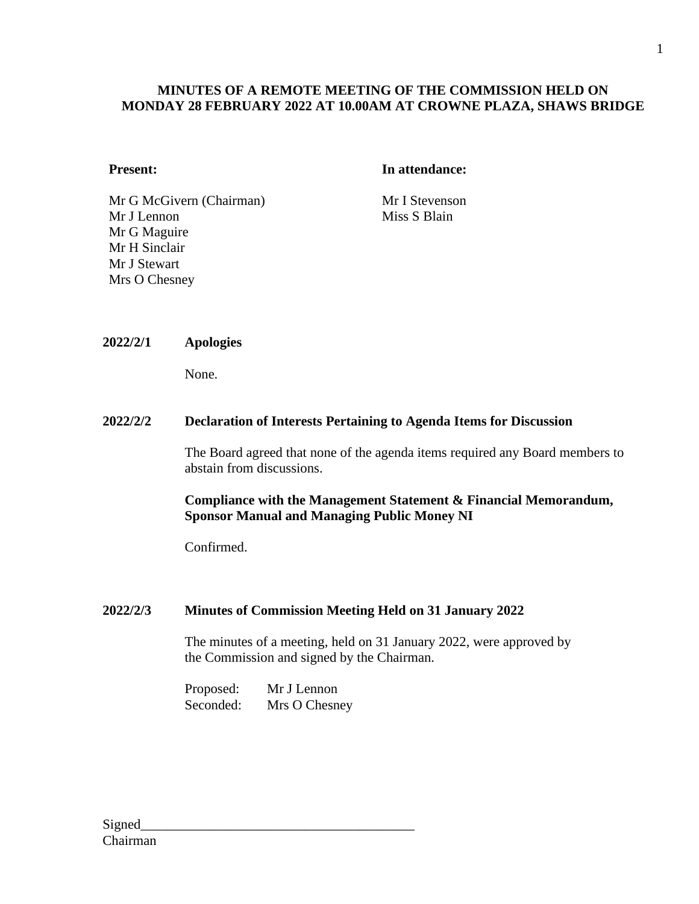# MINUTES OF A REMOTE MEETING OF THE COMMISSION HELD ON MONDAY 28 FEBRUARY 2022 AT 10.00AM AT CROWNE PLAZA, SHAWS BRIDGE

**Present:**

Mr G McGivern (Chairman)
Mr J Lennon
Mr G Maguire
Mr H Sinclair
Mr J Stewart
Mrs O Chesney

**In attendance:**

Mr I Stevenson
Miss S Blain

**2022/2/1 Apologies**

None.

**2022/2/2 Declaration of Interests Pertaining to Agenda Items for Discussion**

The Board agreed that none of the agenda items required any Board members to abstain from discussions.

**Compliance with the Management Statement & Financial Memorandum, Sponsor Manual and Managing Public Money NI**

Confirmed.

**2022/2/3 Minutes of Commission Meeting Held on 31 January 2022**

The minutes of a meeting, held on 31 January 2022, were approved by the Commission and signed by the Chairman.

Proposed: Mr J Lennon
Seconded: Mrs O Chesney

Signed________________________________________
Chairman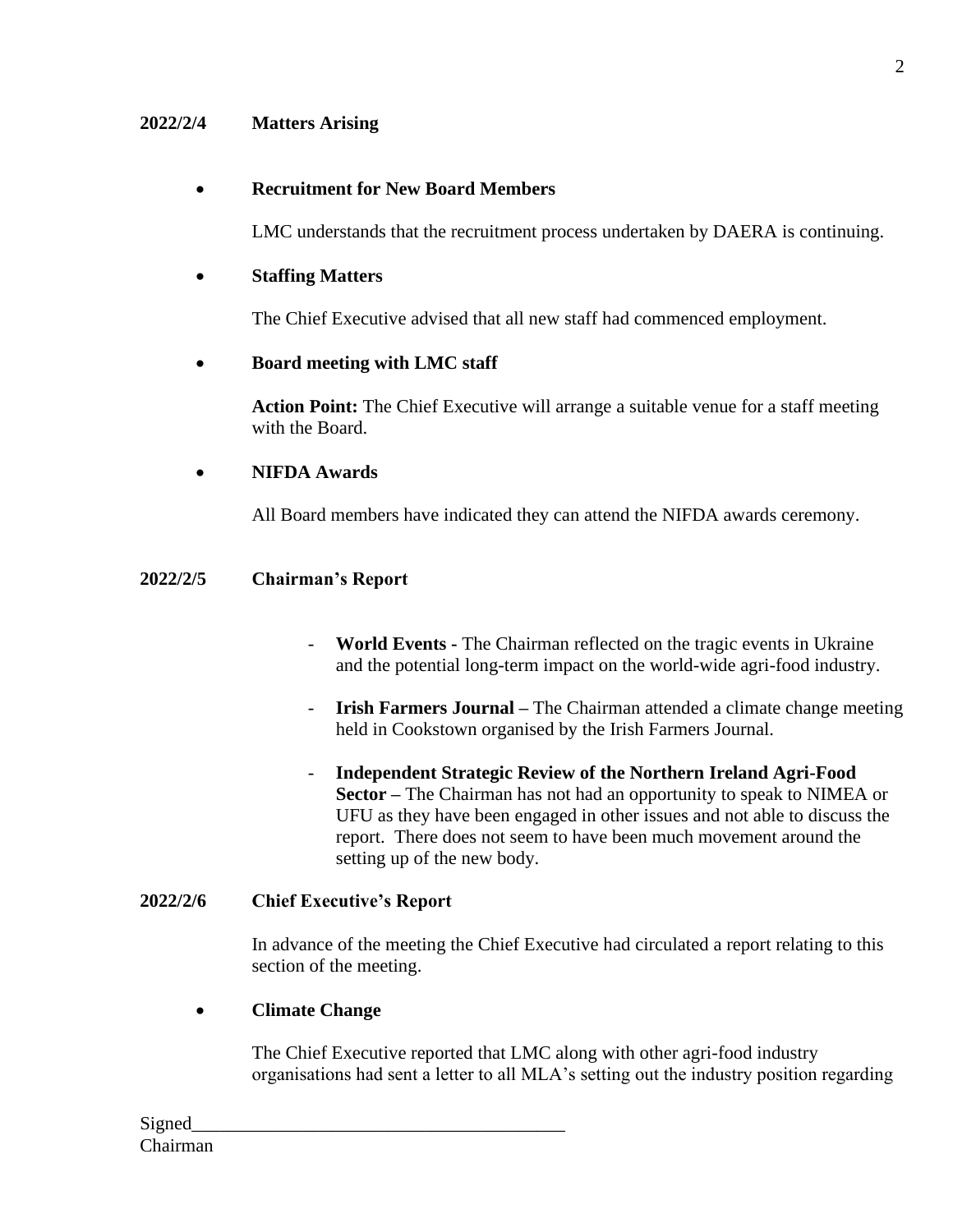**2022/2/4 Matters Arising**

- **Recruitment for New Board Members**

  LMC understands that the recruitment process undertaken by DAERA is continuing.

- **Staffing Matters**

  The Chief Executive advised that all new staff had commenced employment.

- **Board meeting with LMC staff**

  **Action Point:** The Chief Executive will arrange a suitable venue for a staff meeting with the Board.

- **NIFDA Awards**

  All Board members have indicated they can attend the NIFDA awards ceremony.

**2022/2/5 Chairman's Report**

- **World Events -** The Chairman reflected on the tragic events in Ukraine and the potential long-term impact on the world-wide agri-food industry.
- **Irish Farmers Journal –** The Chairman attended a climate change meeting held in Cookstown organised by the Irish Farmers Journal.
- **Independent Strategic Review of the Northern Ireland Agri-Food Sector –** The Chairman has not had an opportunity to speak to NIMEA or UFU as they have been engaged in other issues and not able to discuss the report. There does not seem to have been much movement around the setting up of the new body.

**2022/2/6 Chief Executive's Report**

In advance of the meeting the Chief Executive had circulated a report relating to this section of the meeting.

- **Climate Change**

  The Chief Executive reported that LMC along with other agri-food industry organisations had sent a letter to all MLA's setting out the industry position regarding

Signed_______________________________________
Chairman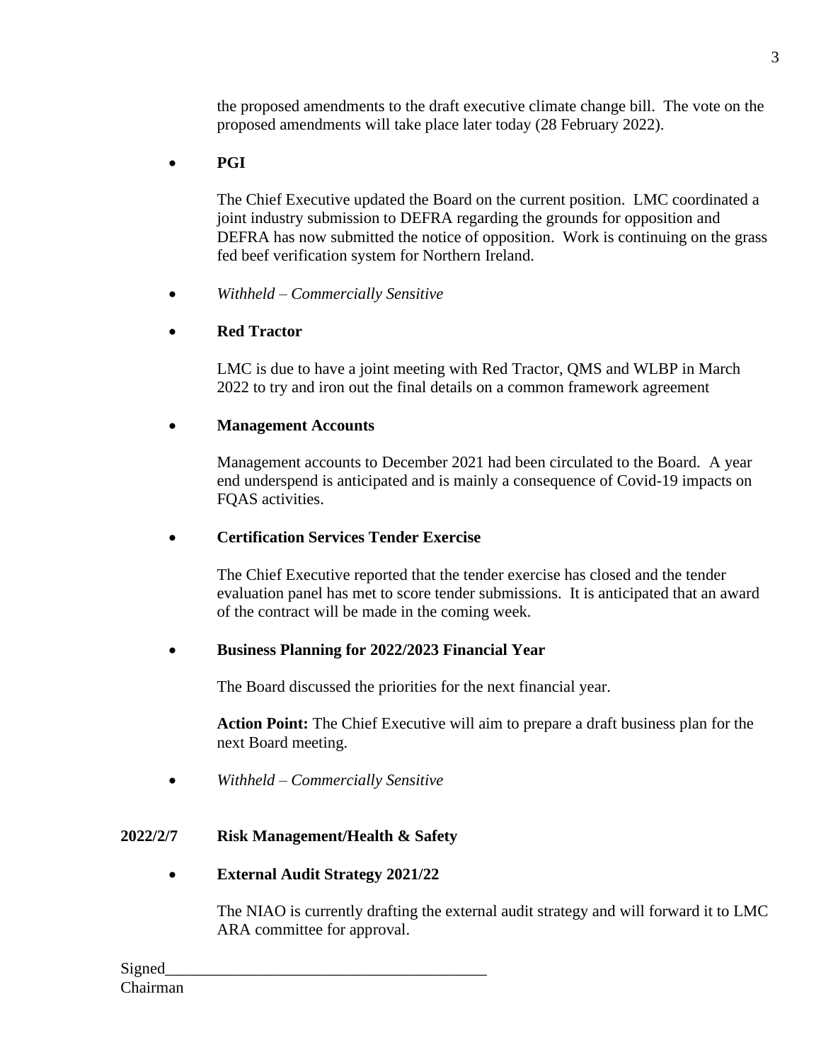the proposed amendments to the draft executive climate change bill. The vote on the proposed amendments will take place later today (28 February 2022).

- **PGI**

  The Chief Executive updated the Board on the current position. LMC coordinated a joint industry submission to DEFRA regarding the grounds for opposition and DEFRA has now submitted the notice of opposition. Work is continuing on the grass fed beef verification system for Northern Ireland.

- *Withheld – Commercially Sensitive*

- **Red Tractor**

  LMC is due to have a joint meeting with Red Tractor, QMS and WLBP in March 2022 to try and iron out the final details on a common framework agreement

- **Management Accounts**

  Management accounts to December 2021 had been circulated to the Board. A year end underspend is anticipated and is mainly a consequence of Covid-19 impacts on FQAS activities.

- **Certification Services Tender Exercise**

  The Chief Executive reported that the tender exercise has closed and the tender evaluation panel has met to score tender submissions. It is anticipated that an award of the contract will be made in the coming week.

- **Business Planning for 2022/2023 Financial Year**

  The Board discussed the priorities for the next financial year.

  **Action Point:** The Chief Executive will aim to prepare a draft business plan for the next Board meeting.

- *Withheld – Commercially Sensitive*

**2022/2/7 Risk Management/Health & Safety**

- **External Audit Strategy 2021/22**

  The NIAO is currently drafting the external audit strategy and will forward it to LMC ARA committee for approval.

Signed\_\_\_\_\_\_\_\_\_\_\_\_\_\_\_\_\_\_\_\_\_\_\_\_\_\_\_\_\_\_\_\_\_\_\_\_\_\_\_
Chairman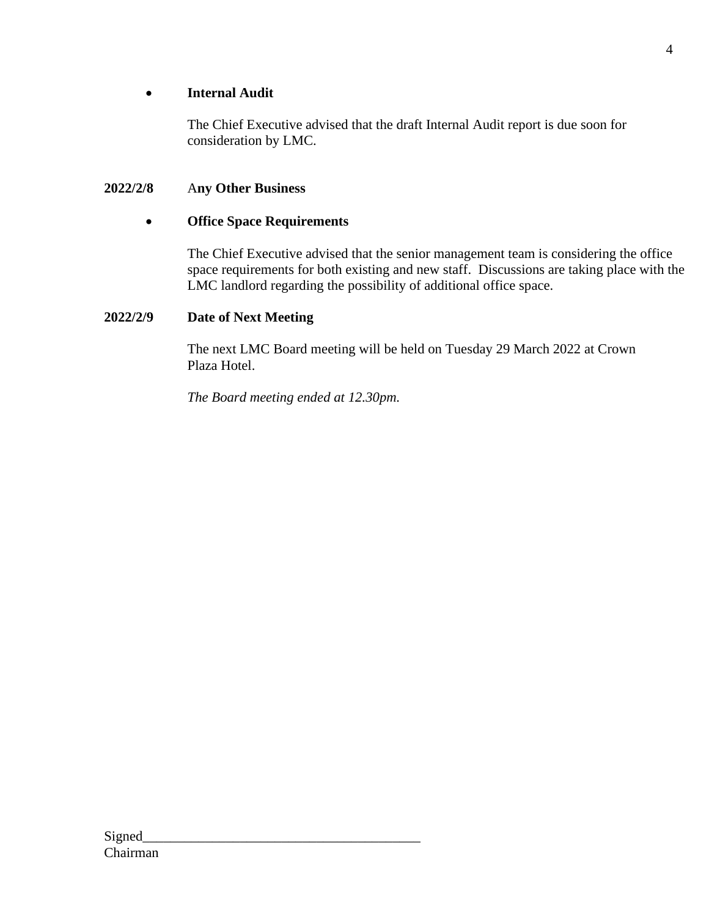- **Internal Audit**

  The Chief Executive advised that the draft Internal Audit report is due soon for consideration by LMC.

**2022/2/8 Any Other Business**

- **Office Space Requirements**

  The Chief Executive advised that the senior management team is considering the office space requirements for both existing and new staff. Discussions are taking place with the LMC landlord regarding the possibility of additional office space.

**2022/2/9 Date of Next Meeting**

The next LMC Board meeting will be held on Tuesday 29 March 2022 at Crown Plaza Hotel.

*The Board meeting ended at 12.30pm.*

Signed_______________________________________
Chairman